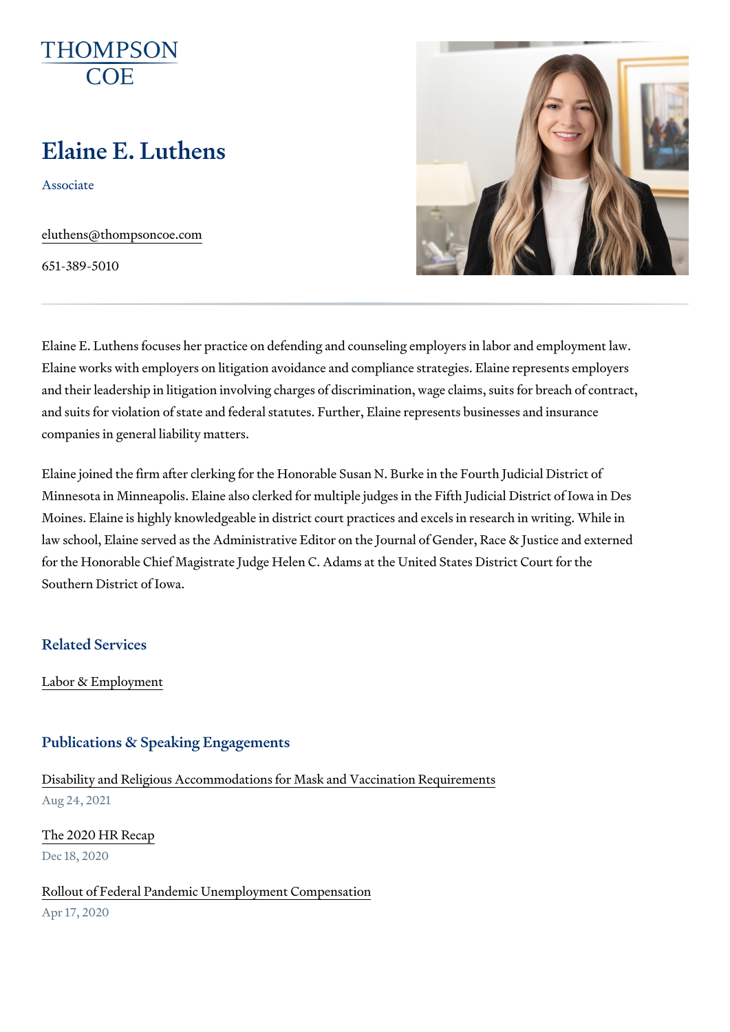THOMPSON
COE

# Elaine E. Luthens

Associate

eluthens@thompsoncoe.com

651-389-5010

Elaine E. Luthens focuses her practice on defending and counseling employers in labor and employment law. Elaine works with employers on litigation avoidance and compliance strategies. Elaine represents employers and their leadership in litigation involving charges of discrimination, wage claims, suits for breach of contract, and suits for violation of state and federal statutes. Further, Elaine represents businesses and insurance companies in general liability matters.

Elaine joined the firm after clerking for the Honorable Susan N. Burke in the Fourth Judicial District of Minnesota in Minneapolis. Elaine also clerked for multiple judges in the Fifth Judicial District of Iowa in Des Moines. Elaine is highly knowledgeable in district court practices and excels in research in writing. While in law school, Elaine served as the Administrative Editor on the Journal of Gender, Race & Justice and externed for the Honorable Chief Magistrate Judge Helen C. Adams at the United States District Court for the Southern District of Iowa.

## Related Services

Labor & Employment

## Publications & Speaking Engagements

Disability and Religious Accommodations for Mask and Vaccination Requirements
Aug 24, 2021

The 2020 HR Recap
Dec 18, 2020

Rollout of Federal Pandemic Unemployment Compensation
Apr 17, 2020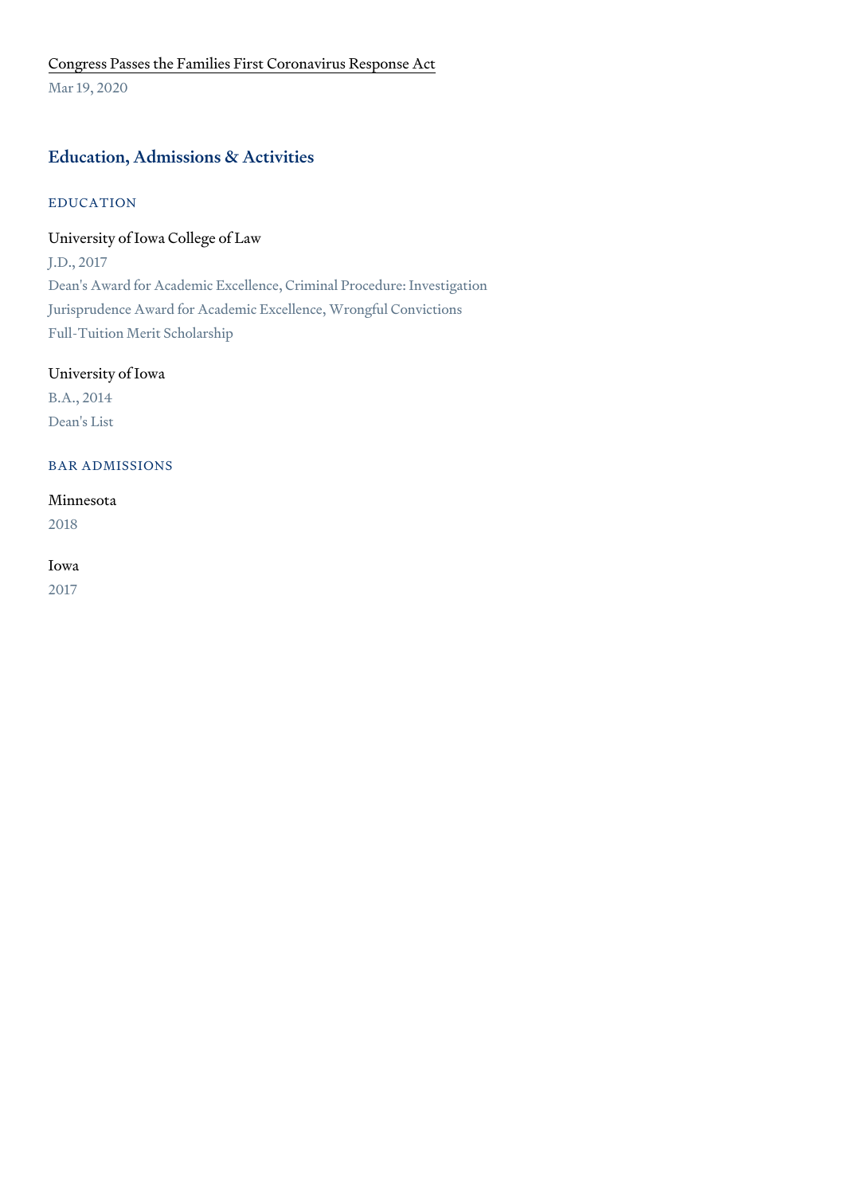Congress Passes the Families First Coronavirus Response Act

Mar 19, 2020

## Education, Admissions & Activities

### EDUCATION

University of Iowa College of Law

J.D., 2017

Dean's Award for Academic Excellence, Criminal Procedure: Investigation

Jurisprudence Award for Academic Excellence, Wrongful Convictions

Full-Tuition Merit Scholarship

University of Iowa

B.A., 2014

Dean's List

### BAR ADMISSIONS

Minnesota

2018

Iowa

2017